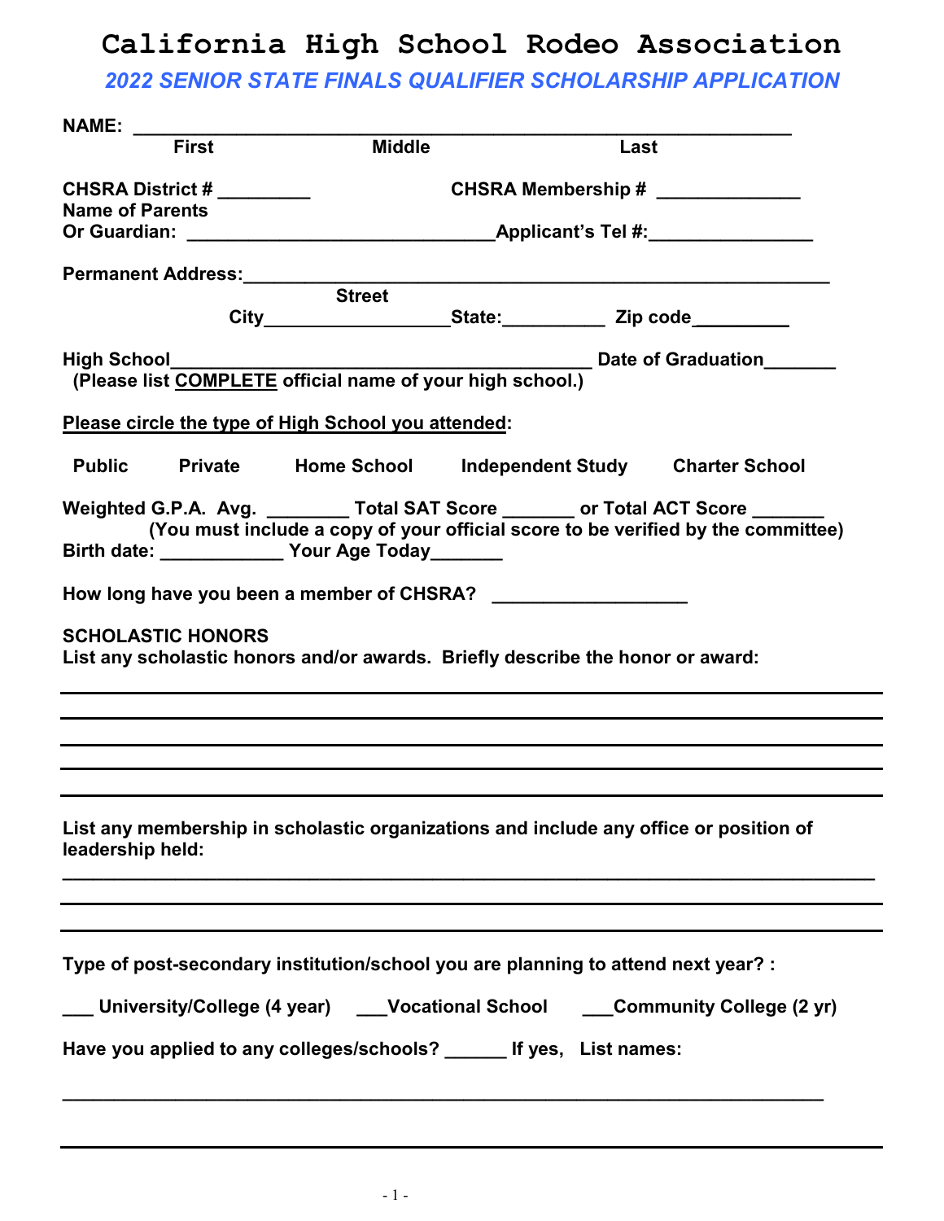# California High School Rodeo Association

## *2022 SENIOR STATE FINALS QUALIFIER SCHOLARSHIP APPLICATION*

**NAME:** ____________________________________________________________
First Middle Last

**CHSRA District #** _________ **CHSRA Membership #** ______________

**Name of Parents Or Guardian:** _____________________________ **Applicant's Tel #:** ________________

**Permanent Address:** ______________________________________________________
Street
City__________________ State:__________ Zip code_________

**High School**_________________________________________ **Date of Graduation**_______
**(Please list COMPLETE official name of your high school.)**

**Please circle the type of High School you attended:**

**Public   Private   Home School   Independent Study   Charter School**

**Weighted G.P.A. Avg.** ________ **Total SAT Score** _______ **or Total ACT Score** _______
**(You must include a copy of your official score to be verified by the committee)**

**Birth date:** ____________ **Your Age Today**_______

**How long have you been a member of CHSRA?** ___________________

**SCHOLASTIC HONORS**
**List any scholastic honors and/or awards. Briefly describe the honor or award:**

______________________________________________________________________________

______________________________________________________________________________

______________________________________________________________________________

______________________________________________________________________________

______________________________________________________________________________

**List any membership in scholastic organizations and include any office or position of leadership held:**

______________________________________________________________________________

______________________________________________________________________________

______________________________________________________________________________

**Type of post-secondary institution/school you are planning to attend next year? :**

___ **University/College (4 year)**   ___**Vocational School**   ___**Community College (2 yr)**

**Have you applied to any colleges/schools?** ______ **If yes, List names:**

______________________________________________________________________________

______________________________________________________________________________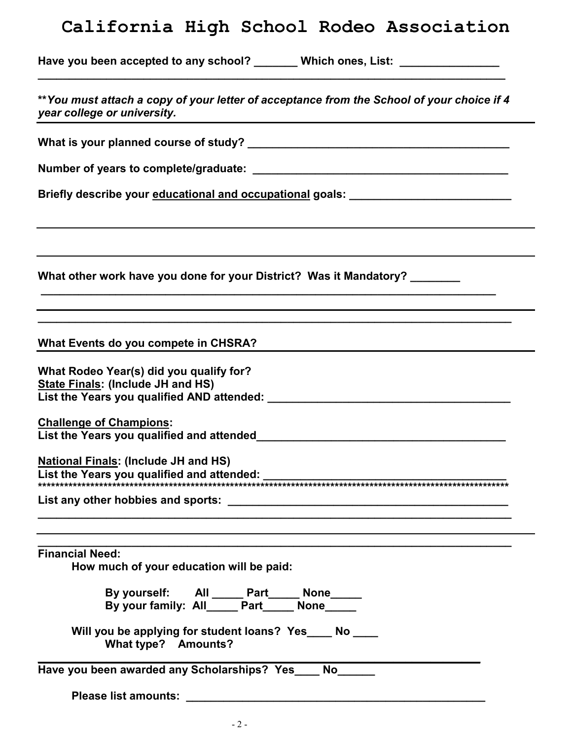# California High School Rodeo Association

**Have you been accepted to any school? _______ Which ones, List: _______________**

**_____________________________________________________________________________**

***\*\*You must attach a copy of your letter of acceptance from the School of your choice if 4 year college or university.***

**What is your planned course of study? __________________________________________**

**Number of years to complete/graduate: _________________________________________**

**Briefly describe your <u>educational and occupational</u> goals: _________________________**

**What other work have you done for your District? Was it Mandatory? ________**

**_____________________________________________________________________________**

**_____________________________________________________________________________**

**What Events do you compete in CHSRA?**

**What Rodeo Year(s) did you qualify for?**
**<u>State Finals</u>: (Include JH and HS)**
**List the Years you qualified AND attended: ______________________________________**

**<u>Challenge of Champions</u>:**
**List the Years you qualified and attended_______________________________________**

**<u>National Finals</u>: (Include JH and HS)**
**List the Years you qualified and attended: ______________________________________**

**\*\*\*\*\*\*\*\*\*\*\*\*\*\*\*\*\*\*\*\*\*\*\*\*\*\*\*\*\*\*\*\*\*\*\*\*\*\*\*\*\*\*\*\*\*\*\*\*\*\*\*\*\*\*\*\*\*\*\*\*\*\*\*\*\*\*\*\*\*\*\*\*\*\*\*\*\*\*\*\*\*\*\*\*\*\*\*\*\*\*\*\*\*\*\*\*\*\*\*\*\*\*\*\***

**List any other hobbies and sports: ____________________________________________**

**_____________________________________________________________________________**

**_____________________________________________________________________________**

**Financial Need:**

**How much of your education will be paid:**

**By yourself: All _____ Part_____ None_____**
**By your family: All_____ Part_____ None_____**

**Will you be applying for student loans? Yes____ No ____**
**What type? Amounts?**

**_____________________________________________________________________________**

**Have you been awarded any Scholarships? Yes____ No______**

**Please list amounts: __________________________________________________**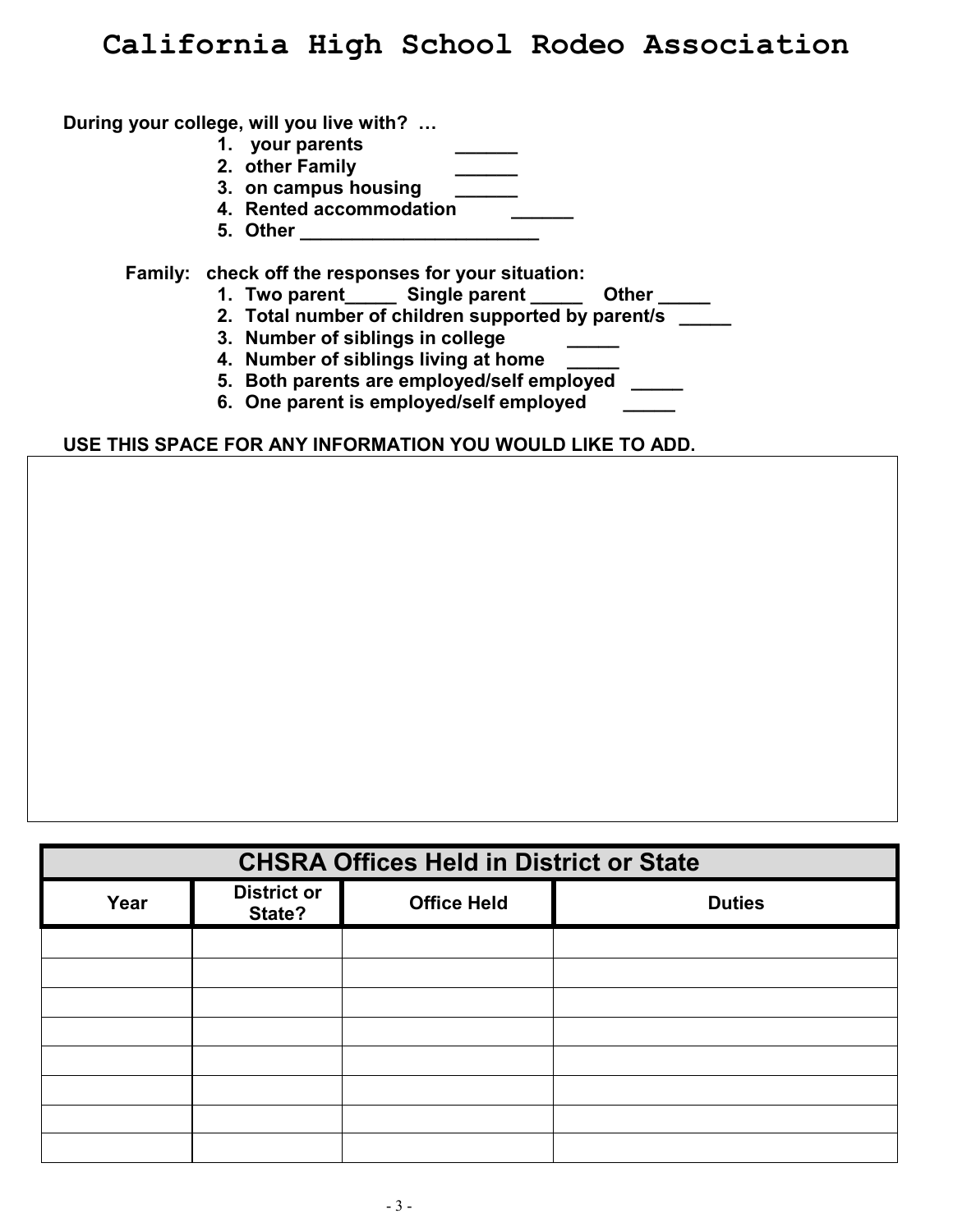# California High School Rodeo Association

**During your college, will you live with? …**

1. **your parents** ______
2. **other Family** ______
3. **on campus housing** ______
4. **Rented accommodation** ______
5. **Other** _______________________

**Family: check off the responses for your situation:**

1. **Two parent_____ Single parent _____ Other _____**
2. **Total number of children supported by parent/s _____**
3. **Number of siblings in college _____**
4. **Number of siblings living at home _____**
5. **Both parents are employed/self employed _____**
6. **One parent is employed/self employed _____**

**USE THIS SPACE FOR ANY INFORMATION YOU WOULD LIKE TO ADD.**

| CHSRA Offices Held in District or State | | | |
|---|---|---|---|
| **Year** | **District or State?** | **Office Held** | **Duties** |
| | | | |
| | | | |
| | | | |
| | | | |
| | | | |
| | | | |
| | | | |
| | | | |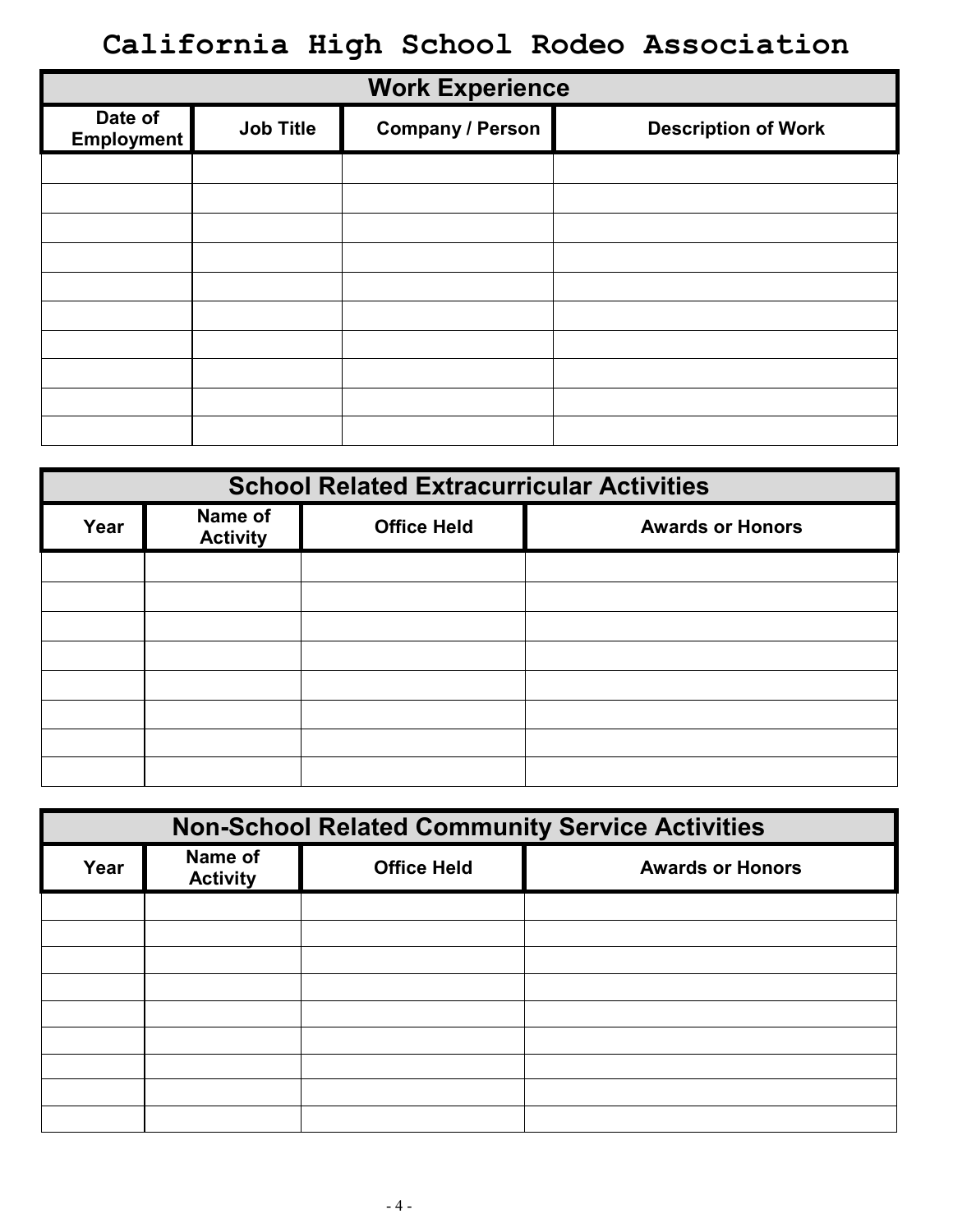# California High School Rodeo Association

## Work Experience

| Date of Employment | Job Title | Company / Person | Description of Work |
|---|---|---|---|
| | | | |
| | | | |
| | | | |
| | | | |
| | | | |
| | | | |
| | | | |
| | | | |
| | | | |
| | | | |

## School Related Extracurricular Activities

| Year | Name of Activity | Office Held | Awards or Honors |
|---|---|---|---|
| | | | |
| | | | |
| | | | |
| | | | |
| | | | |
| | | | |
| | | | |
| | | | |

## Non-School Related Community Service Activities

| Year | Name of Activity | Office Held | Awards or Honors |
|---|---|---|---|
| | | | |
| | | | |
| | | | |
| | | | |
| | | | |
| | | | |
| | | | |
| | | | |
| | | | |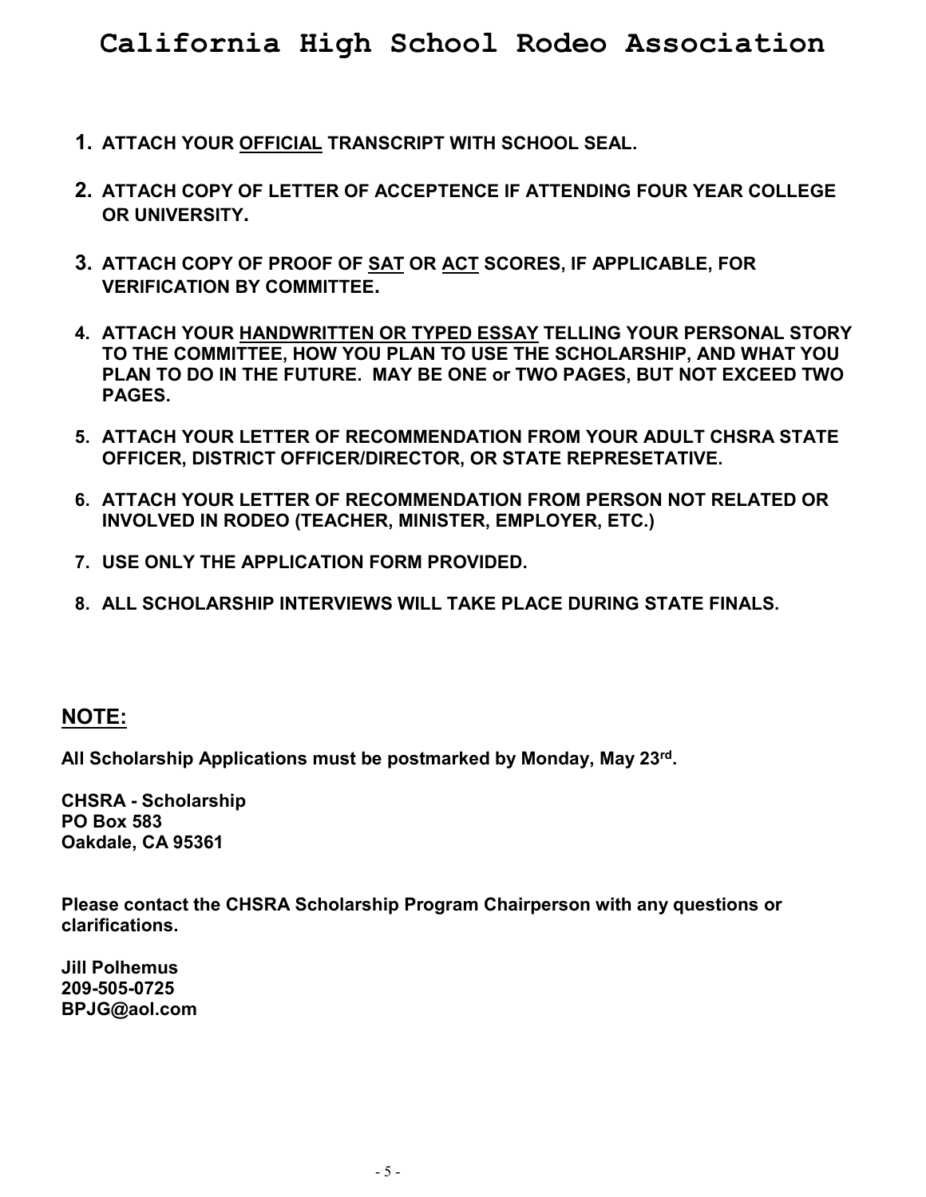# California High School Rodeo Association

1. **ATTACH YOUR <u>OFFICIAL</u> TRANSCRIPT WITH SCHOOL SEAL.**

2. **ATTACH COPY OF LETTER OF ACCEPTENCE IF ATTENDING FOUR YEAR COLLEGE OR UNIVERSITY.**

3. **ATTACH COPY OF PROOF OF <u>SAT</u> OR <u>ACT</u> SCORES, IF APPLICABLE, FOR VERIFICATION BY COMMITTEE.**

4. **ATTACH YOUR <u>HANDWRITTEN OR TYPED ESSAY</u> TELLING YOUR PERSONAL STORY TO THE COMMITTEE, HOW YOU PLAN TO USE THE SCHOLARSHIP, AND WHAT YOU PLAN TO DO IN THE FUTURE. MAY BE ONE or TWO PAGES, BUT NOT EXCEED TWO PAGES.**

5. **ATTACH YOUR LETTER OF RECOMMENDATION FROM YOUR ADULT CHSRA STATE OFFICER, DISTRICT OFFICER/DIRECTOR, OR STATE REPRESETATIVE.**

6. **ATTACH YOUR LETTER OF RECOMMENDATION FROM PERSON NOT RELATED OR INVOLVED IN RODEO (TEACHER, MINISTER, EMPLOYER, ETC.)**

7. **USE ONLY THE APPLICATION FORM PROVIDED.**

8. **ALL SCHOLARSHIP INTERVIEWS WILL TAKE PLACE DURING STATE FINALS.**

## <u>NOTE:</u>

**All Scholarship Applications must be postmarked by Monday, May 23rd.**

**CHSRA - Scholarship**
**PO Box 583**
**Oakdale, CA 95361**

**Please contact the CHSRA Scholarship Program Chairperson with any questions or clarifications.**

**Jill Polhemus**
**209-505-0725**
**BPJG@aol.com**